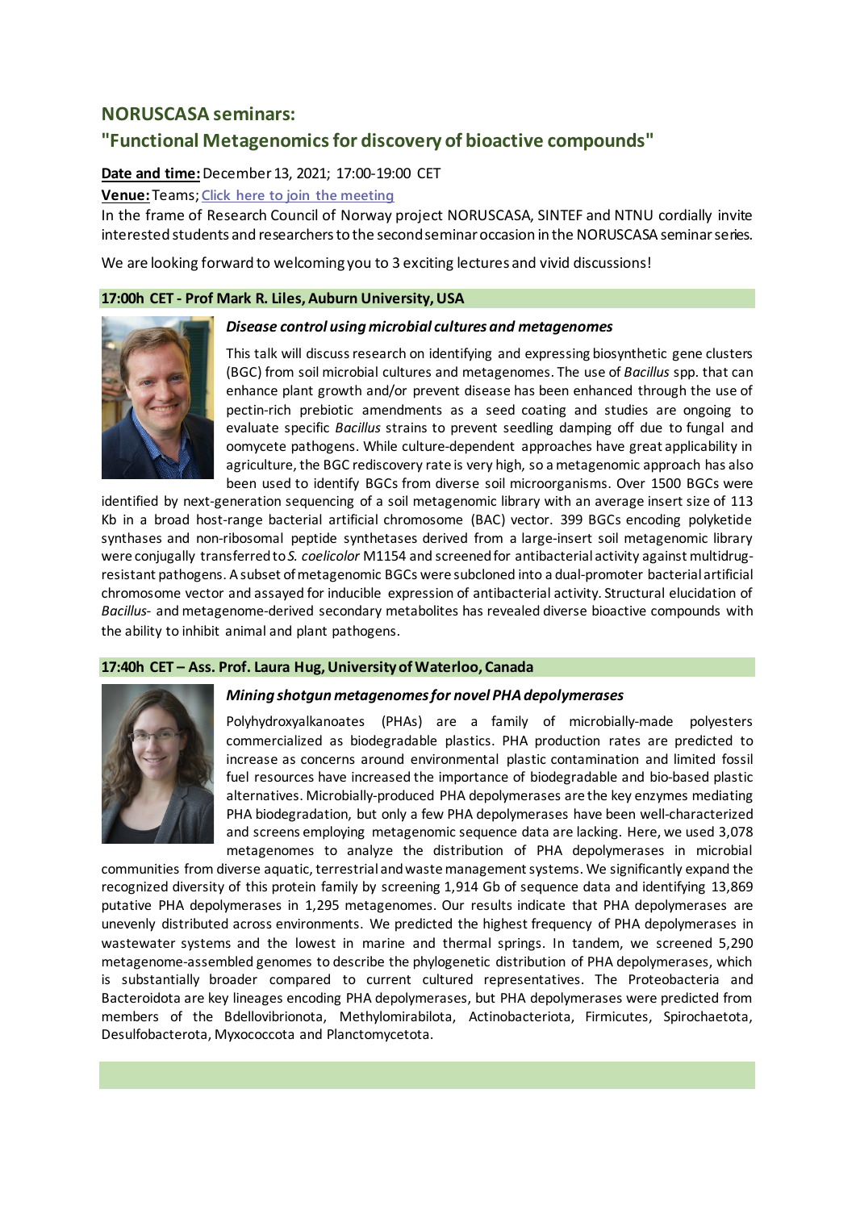## NORUSCASA seminars:

## "Functional Metagenomics for discovery of bioactive compounds"

**Date and time:** December 13, 2021; 17:00-19:00 CET

**Venue:** Teams; Click here to join the meeting

In the frame of Research Council of Norway project NORUSCASA, SINTEF and NTNU cordially invite interested students and researchers to the second seminar occasion in the NORUSCASA seminar series.

We are looking forward to welcoming you to 3 exciting lectures and vivid discussions!

### 17:00h CET - Prof Mark R. Liles, Auburn University, USA

***Disease control using microbial cultures and metagenomes***

This talk will discuss research on identifying and expressing biosynthetic gene clusters (BGC) from soil microbial cultures and metagenomes. The use of *Bacillus* spp. that can enhance plant growth and/or prevent disease has been enhanced through the use of pectin-rich prebiotic amendments as a seed coating and studies are ongoing to evaluate specific *Bacillus* strains to prevent seedling damping off due to fungal and oomycete pathogens. While culture-dependent approaches have great applicability in agriculture, the BGC rediscovery rate is very high, so a metagenomic approach has also been used to identify BGCs from diverse soil microorganisms. Over 1500 BGCs were identified by next-generation sequencing of a soil metagenomic library with an average insert size of 113 Kb in a broad host-range bacterial artificial chromosome (BAC) vector. 399 BGCs encoding polyketide synthases and non-ribosomal peptide synthetases derived from a large-insert soil metagenomic library were conjugally transferred to *S. coelicolor* M1154 and screened for antibacterial activity against multidrug-resistant pathogens. A subset of metagenomic BGCs were subcloned into a dual-promoter bacterial artificial chromosome vector and assayed for inducible expression of antibacterial activity. Structural elucidation of *Bacillus*- and metagenome-derived secondary metabolites has revealed diverse bioactive compounds with the ability to inhibit animal and plant pathogens.

### 17:40h CET – Ass. Prof. Laura Hug, University of Waterloo, Canada

***Mining shotgun metagenomes for novel PHA depolymerases***

Polyhydroxyalkanoates (PHAs) are a family of microbially-made polyesters commercialized as biodegradable plastics. PHA production rates are predicted to increase as concerns around environmental plastic contamination and limited fossil fuel resources have increased the importance of biodegradable and bio-based plastic alternatives. Microbially-produced PHA depolymerases are the key enzymes mediating PHA biodegradation, but only a few PHA depolymerases have been well-characterized and screens employing metagenomic sequence data are lacking. Here, we used 3,078 metagenomes to analyze the distribution of PHA depolymerases in microbial communities from diverse aquatic, terrestrial and waste management systems. We significantly expand the recognized diversity of this protein family by screening 1,914 Gb of sequence data and identifying 13,869 putative PHA depolymerases in 1,295 metagenomes. Our results indicate that PHA depolymerases are unevenly distributed across environments. We predicted the highest frequency of PHA depolymerases in wastewater systems and the lowest in marine and thermal springs. In tandem, we screened 5,290 metagenome-assembled genomes to describe the phylogenetic distribution of PHA depolymerases, which is substantially broader compared to current cultured representatives. The Proteobacteria and Bacteroidota are key lineages encoding PHA depolymerases, but PHA depolymerases were predicted from members of the Bdellovibrionota, Methylomirabilota, Actinobacteriota, Firmicutes, Spirochaetota, Desulfobacterota, Myxococcota and Planctomycetota.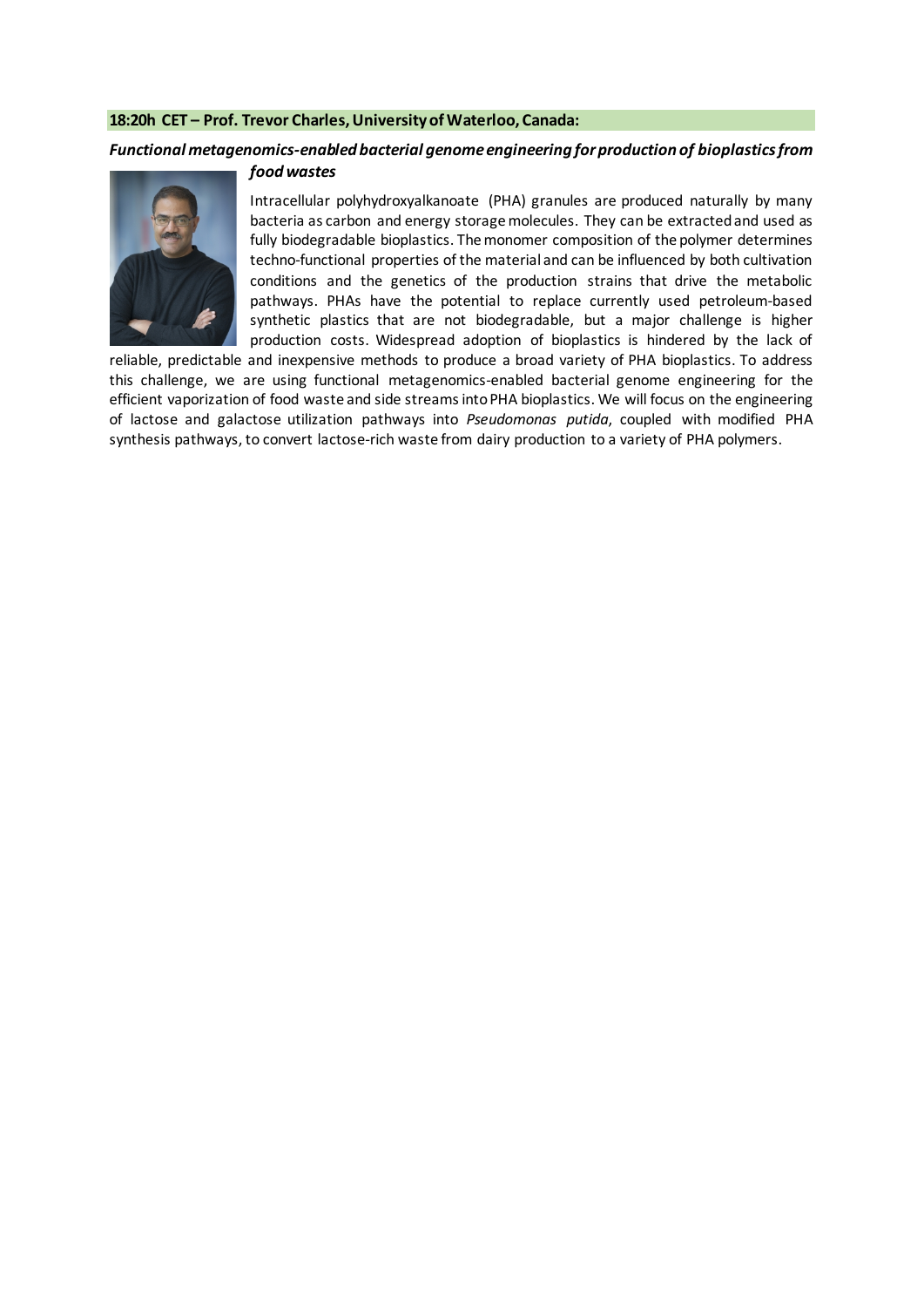**18:20h CET – Prof. Trevor Charles, University of Waterloo, Canada:**

***Functional metagenomics-enabled bacterial genome engineering for production of bioplastics from food wastes***

Intracellular polyhydroxyalkanoate (PHA) granules are produced naturally by many bacteria as carbon and energy storage molecules. They can be extracted and used as fully biodegradable bioplastics. The monomer composition of the polymer determines techno-functional properties of the material and can be influenced by both cultivation conditions and the genetics of the production strains that drive the metabolic pathways. PHAs have the potential to replace currently used petroleum-based synthetic plastics that are not biodegradable, but a major challenge is higher production costs. Widespread adoption of bioplastics is hindered by the lack of reliable, predictable and inexpensive methods to produce a broad variety of PHA bioplastics. To address this challenge, we are using functional metagenomics-enabled bacterial genome engineering for the efficient vaporization of food waste and side streams into PHA bioplastics. We will focus on the engineering of lactose and galactose utilization pathways into *Pseudomonas putida*, coupled with modified PHA synthesis pathways, to convert lactose-rich waste from dairy production to a variety of PHA polymers.